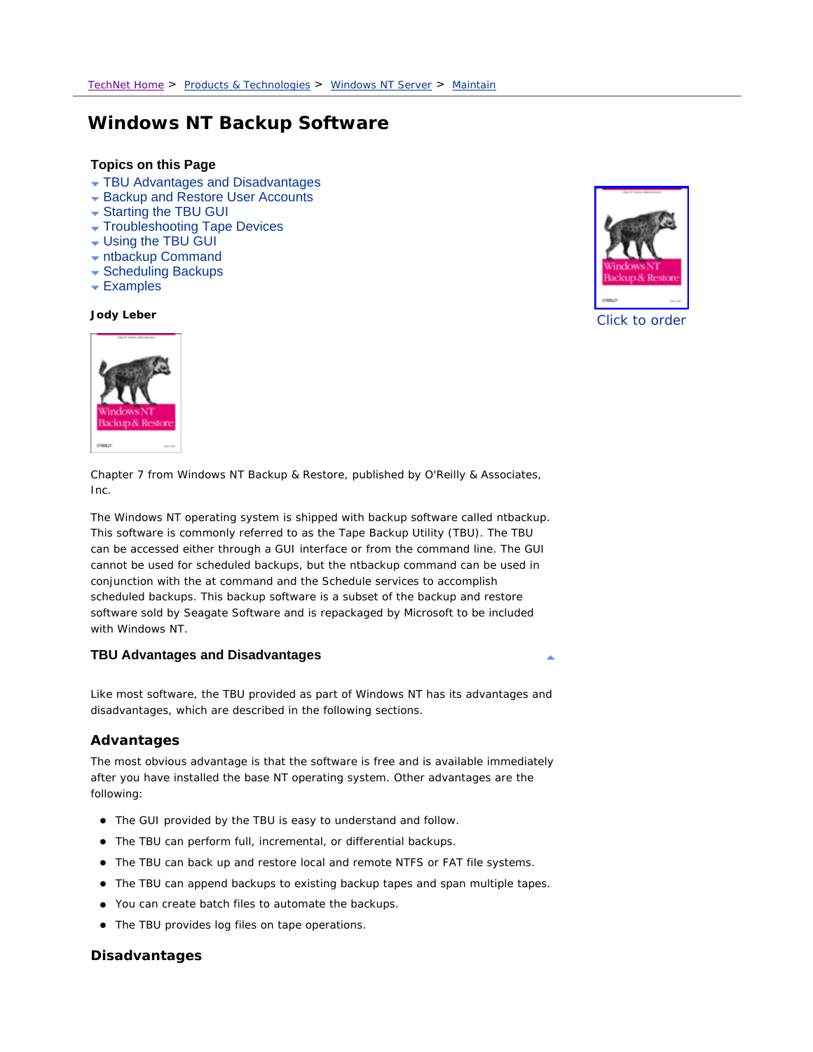TechNet Home > Products & Technologies > Windows NT Server > Maintain

# Windows NT Backup Software

**Topics on this Page**

- TBU Advantages and Disadvantages
- Backup and Restore User Accounts
- Starting the TBU GUI
- Troubleshooting Tape Devices
- Using the TBU GUI
- ntbackup Command
- Scheduling Backups
- Examples

Click to order

**Jody Leber**

Chapter 7 from Windows NT Backup & Restore, published by O'Reilly & Associates, Inc.

The Windows NT operating system is shipped with backup software called ntbackup. This software is commonly referred to as the Tape Backup Utility (TBU). The TBU can be accessed either through a GUI interface or from the command line. The GUI cannot be used for scheduled backups, but the ntbackup command can be used in conjunction with the at command and the Schedule services to accomplish scheduled backups. This backup software is a subset of the backup and restore software sold by Seagate Software and is repackaged by Microsoft to be included with Windows NT.

## TBU Advantages and Disadvantages

Like most software, the TBU provided as part of Windows NT has its advantages and disadvantages, which are described in the following sections.

### Advantages

The most obvious advantage is that the software is free and is available immediately after you have installed the base NT operating system. Other advantages are the following:

- The GUI provided by the TBU is easy to understand and follow.
- The TBU can perform full, incremental, or differential backups.
- The TBU can back up and restore local and remote NTFS or FAT file systems.
- The TBU can append backups to existing backup tapes and span multiple tapes.
- You can create batch files to automate the backups.
- The TBU provides log files on tape operations.

### Disadvantages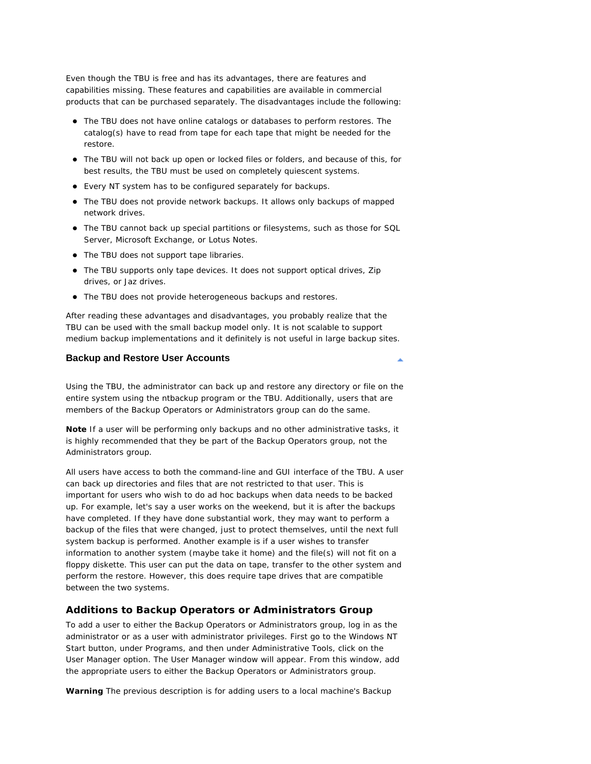Even though the TBU is free and has its advantages, there are features and capabilities missing. These features and capabilities are available in commercial products that can be purchased separately. The disadvantages include the following:

- The TBU does not have online catalogs or databases to perform restores. The catalog(s) have to read from tape for each tape that might be needed for the restore.
- The TBU will not back up open or locked files or folders, and because of this, for best results, the TBU must be used on completely quiescent systems.
- Every NT system has to be configured separately for backups.
- The TBU does not provide network backups. It allows only backups of mapped network drives.
- The TBU cannot back up special partitions or filesystems, such as those for SQL Server, Microsoft Exchange, or Lotus Notes.
- The TBU does not support tape libraries.
- The TBU supports only tape devices. It does not support optical drives, Zip drives, or Jaz drives.
- The TBU does not provide heterogeneous backups and restores.

After reading these advantages and disadvantages, you probably realize that the TBU can be used with the small backup model only. It is not scalable to support medium backup implementations and it definitely is not useful in large backup sites.

### Backup and Restore User Accounts

Using the TBU, the administrator can back up and restore any directory or file on the entire system using the ntbackup program or the TBU. Additionally, users that are members of the Backup Operators or Administrators group can do the same.

**Note** If a user will be performing only backups and no other administrative tasks, it is highly recommended that they be part of the Backup Operators group, not the Administrators group.

All users have access to both the command-line and GUI interface of the TBU. A user can back up directories and files that are not restricted to that user. This is important for users who wish to do ad hoc backups when data needs to be backed up. For example, let's say a user works on the weekend, but it is after the backups have completed. If they have done substantial work, they may want to perform a backup of the files that were changed, just to protect themselves, until the next full system backup is performed. Another example is if a user wishes to transfer information to another system (maybe take it home) and the file(s) will not fit on a floppy diskette. This user can put the data on tape, transfer to the other system and perform the restore. However, this does require tape drives that are compatible between the two systems.

### Additions to Backup Operators or Administrators Group

To add a user to either the Backup Operators or Administrators group, log in as the administrator or as a user with administrator privileges. First go to the Windows NT Start button, under Programs, and then under Administrative Tools, click on the User Manager option. The User Manager window will appear. From this window, add the appropriate users to either the Backup Operators or Administrators group.

**Warning** The previous description is for adding users to a local machine's Backup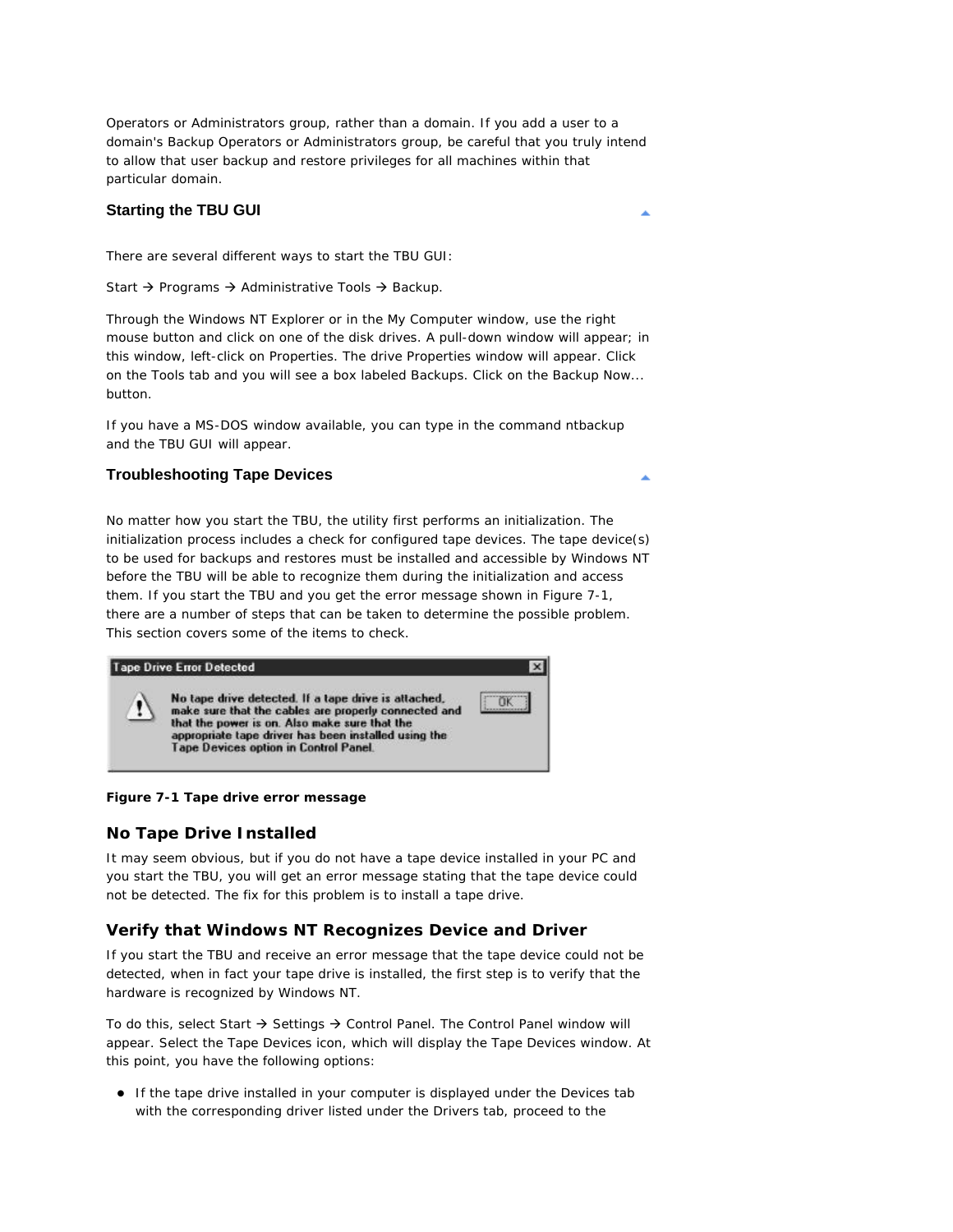Operators or Administrators group, rather than a domain. If you add a user to a domain's Backup Operators or Administrators group, be careful that you truly intend to allow that user backup and restore privileges for all machines within that particular domain.

### Starting the TBU GUI

There are several different ways to start the TBU GUI:

Start → Programs → Administrative Tools → Backup.

Through the Windows NT Explorer or in the My Computer window, use the right mouse button and click on one of the disk drives. A pull-down window will appear; in this window, left-click on Properties. The drive Properties window will appear. Click on the Tools tab and you will see a box labeled Backups. Click on the Backup Now... button.

If you have a MS-DOS window available, you can type in the command ntbackup and the TBU GUI will appear.

### Troubleshooting Tape Devices

No matter how you start the TBU, the utility first performs an initialization. The initialization process includes a check for configured tape devices. The tape device(s) to be used for backups and restores must be installed and accessible by Windows NT before the TBU will be able to recognize them during the initialization and access them. If you start the TBU and you get the error message shown in Figure 7-1, there are a number of steps that can be taken to determine the possible problem. This section covers some of the items to check.

Tape Drive Error Detected

No tape drive detected. If a tape drive is attached, make sure that the cables are properly connected and that the power is on. Also make sure that the appropriate tape driver has been installed using the Tape Devices option in Control Panel.

OK

**Figure 7-1 Tape drive error message**

## No Tape Drive Installed

It may seem obvious, but if you do not have a tape device installed in your PC and you start the TBU, you will get an error message stating that the tape device could not be detected. The fix for this problem is to install a tape drive.

## Verify that Windows NT Recognizes Device and Driver

If you start the TBU and receive an error message that the tape device could not be detected, when in fact your tape drive is installed, the first step is to verify that the hardware is recognized by Windows NT.

To do this, select Start → Settings → Control Panel. The Control Panel window will appear. Select the Tape Devices icon, which will display the Tape Devices window. At this point, you have the following options:

- If the tape drive installed in your computer is displayed under the Devices tab with the corresponding driver listed under the Drivers tab, proceed to the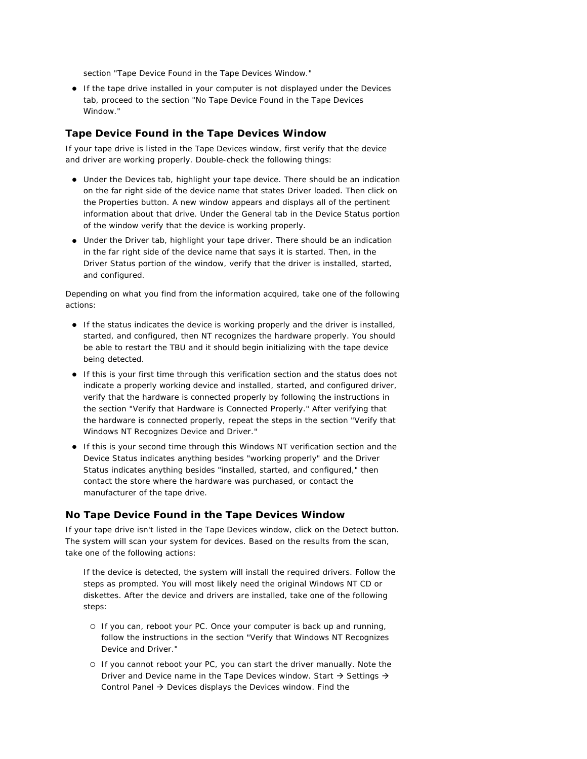section "Tape Device Found in the Tape Devices Window."

- If the tape drive installed in your computer is not displayed under the Devices tab, proceed to the section "No Tape Device Found in the Tape Devices Window."

### Tape Device Found in the Tape Devices Window

If your tape drive is listed in the Tape Devices window, first verify that the device and driver are working properly. Double-check the following things:

- Under the Devices tab, highlight your tape device. There should be an indication on the far right side of the device name that states Driver loaded. Then click on the Properties button. A new window appears and displays all of the pertinent information about that drive. Under the General tab in the Device Status portion of the window verify that the device is working properly.
- Under the Driver tab, highlight your tape driver. There should be an indication in the far right side of the device name that says it is started. Then, in the Driver Status portion of the window, verify that the driver is installed, started, and configured.

Depending on what you find from the information acquired, take one of the following actions:

- If the status indicates the device is working properly and the driver is installed, started, and configured, then NT recognizes the hardware properly. You should be able to restart the TBU and it should begin initializing with the tape device being detected.
- If this is your first time through this verification section and the status does not indicate a properly working device and installed, started, and configured driver, verify that the hardware is connected properly by following the instructions in the section "Verify that Hardware is Connected Properly." After verifying that the hardware is connected properly, repeat the steps in the section "Verify that Windows NT Recognizes Device and Driver."
- If this is your second time through this Windows NT verification section and the Device Status indicates anything besides "working properly" and the Driver Status indicates anything besides "installed, started, and configured," then contact the store where the hardware was purchased, or contact the manufacturer of the tape drive.

### No Tape Device Found in the Tape Devices Window

If your tape drive isn't listed in the Tape Devices window, click on the Detect button. The system will scan your system for devices. Based on the results from the scan, take one of the following actions:

If the device is detected, the system will install the required drivers. Follow the steps as prompted. You will most likely need the original Windows NT CD or diskettes. After the device and drivers are installed, take one of the following steps:

- If you can, reboot your PC. Once your computer is back up and running, follow the instructions in the section "Verify that Windows NT Recognizes Device and Driver."
- If you cannot reboot your PC, you can start the driver manually. Note the Driver and Device name in the Tape Devices window. Start → Settings → Control Panel → Devices displays the Devices window. Find the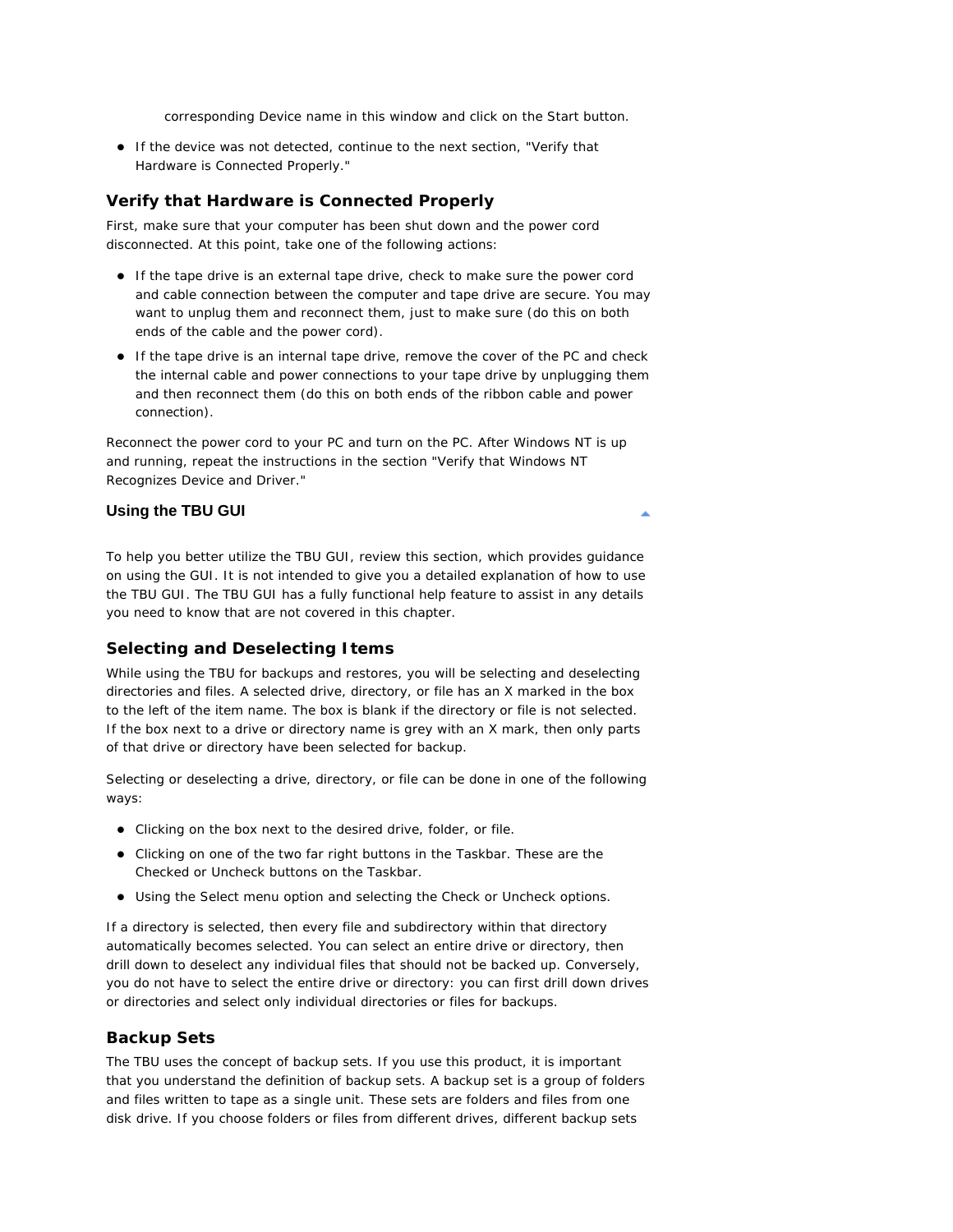corresponding Device name in this window and click on the Start button.

- If the device was not detected, continue to the next section, "Verify that Hardware is Connected Properly."

### Verify that Hardware is Connected Properly

First, make sure that your computer has been shut down and the power cord disconnected. At this point, take one of the following actions:

- If the tape drive is an external tape drive, check to make sure the power cord and cable connection between the computer and tape drive are secure. You may want to unplug them and reconnect them, just to make sure (do this on both ends of the cable and the power cord).
- If the tape drive is an internal tape drive, remove the cover of the PC and check the internal cable and power connections to your tape drive by unplugging them and then reconnect them (do this on both ends of the ribbon cable and power connection).

Reconnect the power cord to your PC and turn on the PC. After Windows NT is up and running, repeat the instructions in the section "Verify that Windows NT Recognizes Device and Driver."

## Using the TBU GUI

To help you better utilize the TBU GUI, review this section, which provides guidance on using the GUI. It is not intended to give you a detailed explanation of how to use the TBU GUI. The TBU GUI has a fully functional help feature to assist in any details you need to know that are not covered in this chapter.

### Selecting and Deselecting Items

While using the TBU for backups and restores, you will be selecting and deselecting directories and files. A selected drive, directory, or file has an X marked in the box to the left of the item name. The box is blank if the directory or file is not selected. If the box next to a drive or directory name is grey with an X mark, then only parts of that drive or directory have been selected for backup.

Selecting or deselecting a drive, directory, or file can be done in one of the following ways:

- Clicking on the box next to the desired drive, folder, or file.
- Clicking on one of the two far right buttons in the Taskbar. These are the Checked or Uncheck buttons on the Taskbar.
- Using the Select menu option and selecting the Check or Uncheck options.

If a directory is selected, then every file and subdirectory within that directory automatically becomes selected. You can select an entire drive or directory, then drill down to deselect any individual files that should not be backed up. Conversely, you do not have to select the entire drive or directory: you can first drill down drives or directories and select only individual directories or files for backups.

### Backup Sets

The TBU uses the concept of backup sets. If you use this product, it is important that you understand the definition of backup sets. A backup set is a group of folders and files written to tape as a single unit. These sets are folders and files from one disk drive. If you choose folders or files from different drives, different backup sets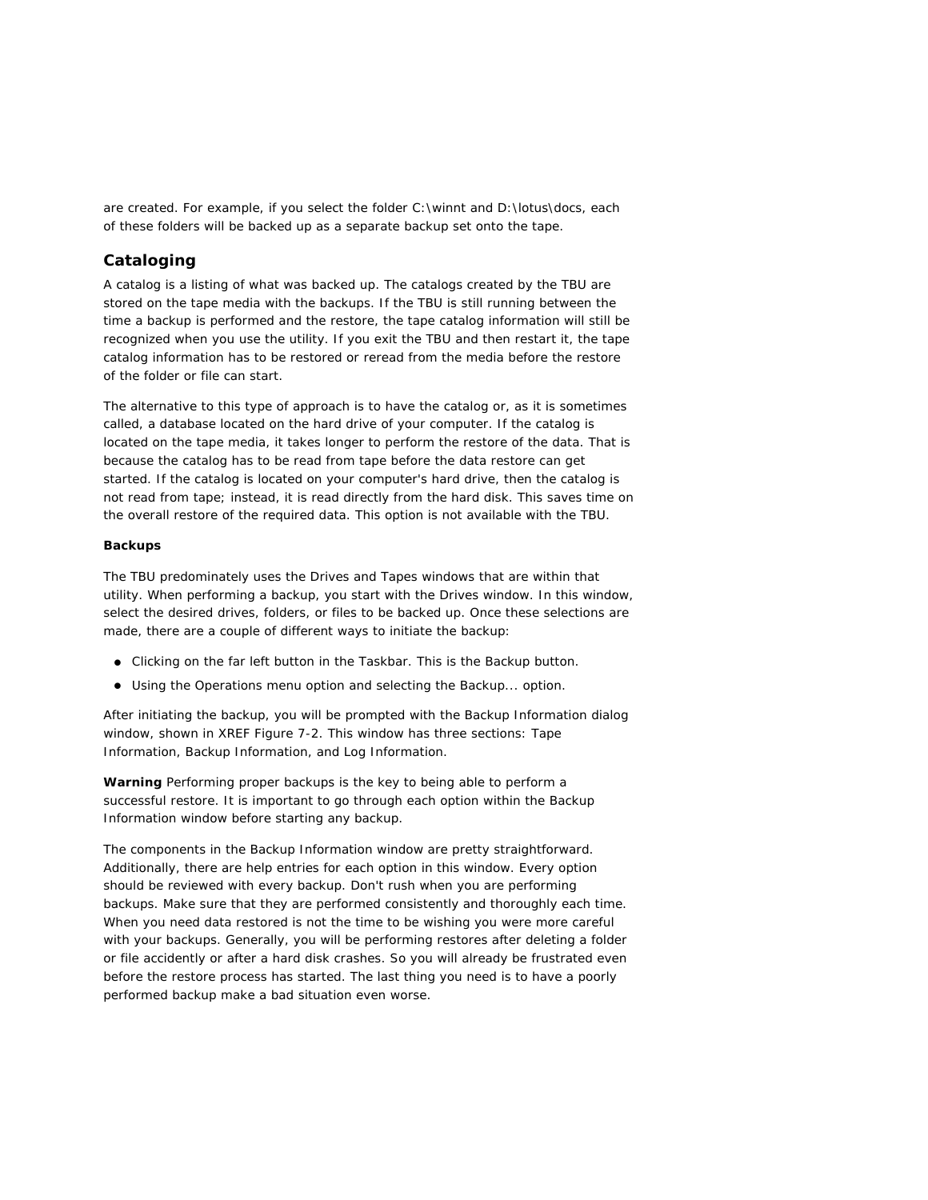are created. For example, if you select the folder C:\winnt and D:\lotus\docs, each of these folders will be backed up as a separate backup set onto the tape.

## Cataloging

A catalog is a listing of what was backed up. The catalogs created by the TBU are stored on the tape media with the backups. If the TBU is still running between the time a backup is performed and the restore, the tape catalog information will still be recognized when you use the utility. If you exit the TBU and then restart it, the tape catalog information has to be restored or reread from the media before the restore of the folder or file can start.

The alternative to this type of approach is to have the catalog or, as it is sometimes called, a database located on the hard drive of your computer. If the catalog is located on the tape media, it takes longer to perform the restore of the data. That is because the catalog has to be read from tape before the data restore can get started. If the catalog is located on your computer's hard drive, then the catalog is not read from tape; instead, it is read directly from the hard disk. This saves time on the overall restore of the required data. This option is not available with the TBU.

### Backups

The TBU predominately uses the Drives and Tapes windows that are within that utility. When performing a backup, you start with the Drives window. In this window, select the desired drives, folders, or files to be backed up. Once these selections are made, there are a couple of different ways to initiate the backup:

- Clicking on the far left button in the Taskbar. This is the Backup button.
- Using the Operations menu option and selecting the Backup... option.

After initiating the backup, you will be prompted with the Backup Information dialog window, shown in XREF Figure 7-2. This window has three sections: Tape Information, Backup Information, and Log Information.

**Warning** Performing proper backups is the key to being able to perform a successful restore. It is important to go through each option within the Backup Information window before starting any backup.

The components in the Backup Information window are pretty straightforward. Additionally, there are help entries for each option in this window. Every option should be reviewed with every backup. Don't rush when you are performing backups. Make sure that they are performed consistently and thoroughly each time. When you need data restored is not the time to be wishing you were more careful with your backups. Generally, you will be performing restores after deleting a folder or file accidently or after a hard disk crashes. So you will already be frustrated even before the restore process has started. The last thing you need is to have a poorly performed backup make a bad situation even worse.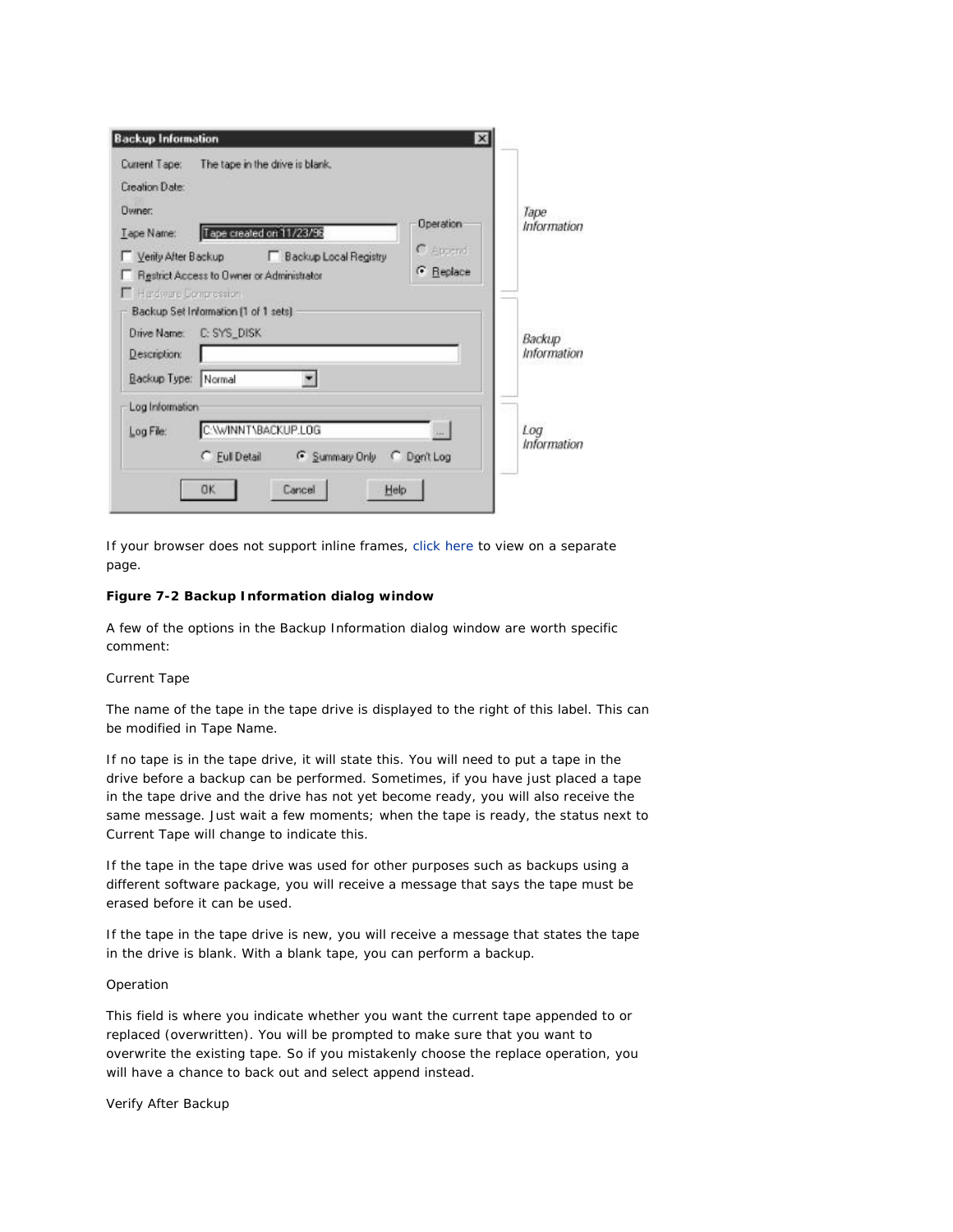If your browser does not support inline frames, click here to view on a separate page.

**Figure 7-2 Backup Information dialog window**

A few of the options in the Backup Information dialog window are worth specific comment:

Current Tape

The name of the tape in the tape drive is displayed to the right of this label. This can be modified in Tape Name.

If no tape is in the tape drive, it will state this. You will need to put a tape in the drive before a backup can be performed. Sometimes, if you have just placed a tape in the tape drive and the drive has not yet become ready, you will also receive the same message. Just wait a few moments; when the tape is ready, the status next to Current Tape will change to indicate this.

If the tape in the tape drive was used for other purposes such as backups using a different software package, you will receive a message that says the tape must be erased before it can be used.

If the tape in the tape drive is new, you will receive a message that states the tape in the drive is blank. With a blank tape, you can perform a backup.

Operation

This field is where you indicate whether you want the current tape appended to or replaced (overwritten). You will be prompted to make sure that you want to overwrite the existing tape. So if you mistakenly choose the replace operation, you will have a chance to back out and select append instead.

Verify After Backup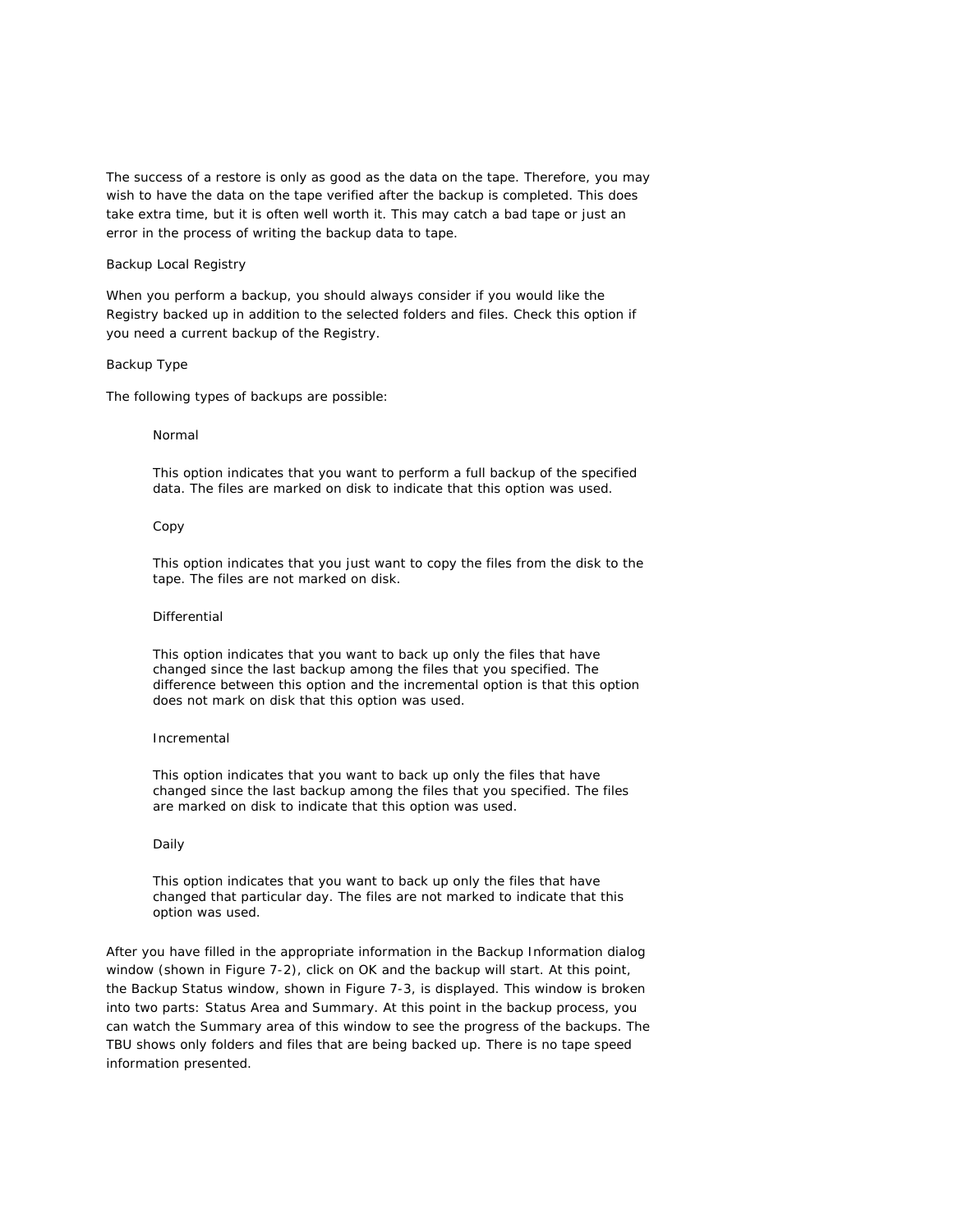The success of a restore is only as good as the data on the tape. Therefore, you may wish to have the data on the tape verified after the backup is completed. This does take extra time, but it is often well worth it. This may catch a bad tape or just an error in the process of writing the backup data to tape.

Backup Local Registry

When you perform a backup, you should always consider if you would like the Registry backed up in addition to the selected folders and files. Check this option if you need a current backup of the Registry.

Backup Type

The following types of backups are possible:

> Normal
>
> This option indicates that you want to perform a full backup of the specified data. The files are marked on disk to indicate that this option was used.
>
> Copy
>
> This option indicates that you just want to copy the files from the disk to the tape. The files are not marked on disk.
>
> Differential
>
> This option indicates that you want to back up only the files that have changed since the last backup among the files that you specified. The difference between this option and the incremental option is that this option does not mark on disk that this option was used.
>
> Incremental
>
> This option indicates that you want to back up only the files that have changed since the last backup among the files that you specified. The files are marked on disk to indicate that this option was used.
>
> Daily
>
> This option indicates that you want to back up only the files that have changed that particular day. The files are not marked to indicate that this option was used.

After you have filled in the appropriate information in the Backup Information dialog window (shown in Figure 7-2), click on OK and the backup will start. At this point, the Backup Status window, shown in Figure 7-3, is displayed. This window is broken into two parts: Status Area and Summary. At this point in the backup process, you can watch the Summary area of this window to see the progress of the backups. The TBU shows only folders and files that are being backed up. There is no tape speed information presented.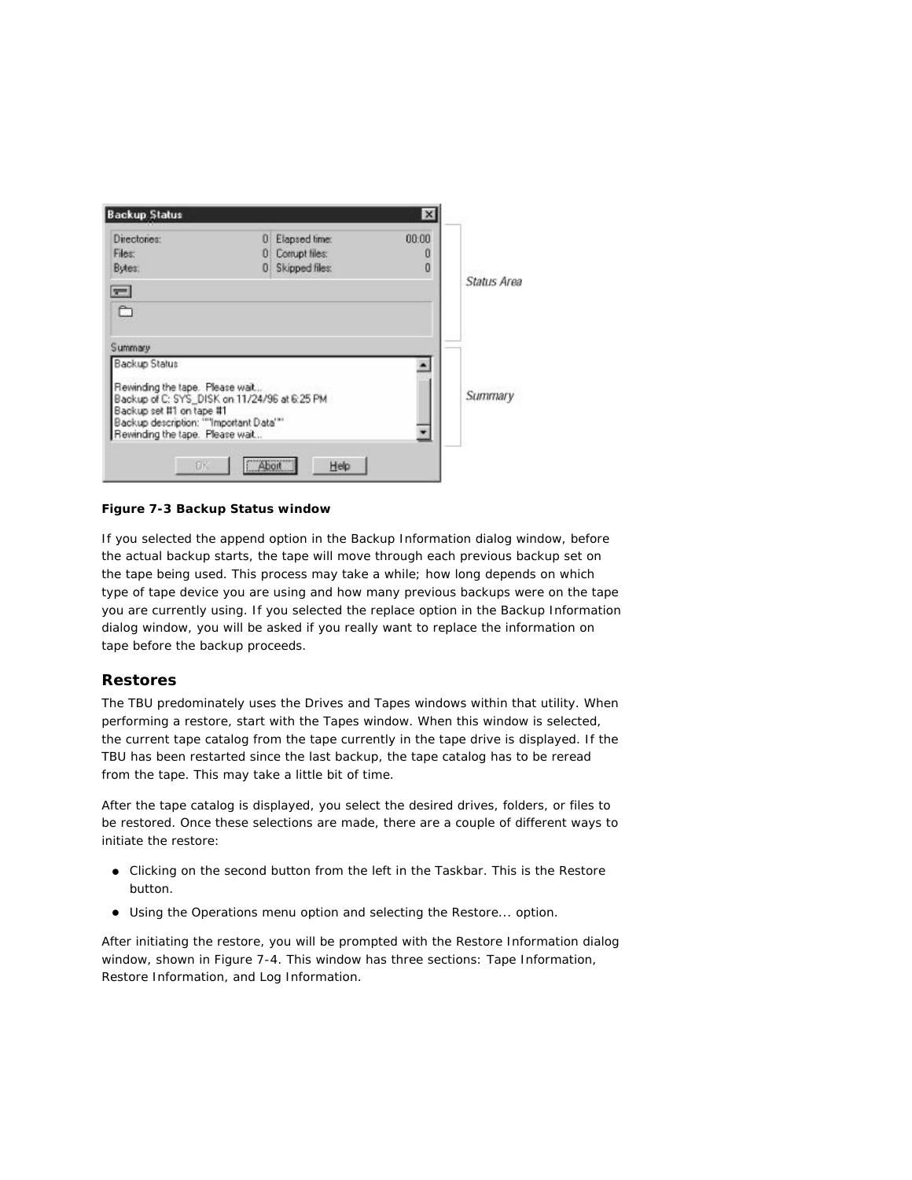**Figure 7-3 Backup Status window**

If you selected the append option in the Backup Information dialog window, before the actual backup starts, the tape will move through each previous backup set on the tape being used. This process may take a while; how long depends on which type of tape device you are using and how many previous backups were on the tape you are currently using. If you selected the replace option in the Backup Information dialog window, you will be asked if you really want to replace the information on tape before the backup proceeds.

## Restores

The TBU predominately uses the Drives and Tapes windows within that utility. When performing a restore, start with the Tapes window. When this window is selected, the current tape catalog from the tape currently in the tape drive is displayed. If the TBU has been restarted since the last backup, the tape catalog has to be reread from the tape. This may take a little bit of time.

After the tape catalog is displayed, you select the desired drives, folders, or files to be restored. Once these selections are made, there are a couple of different ways to initiate the restore:

- Clicking on the second button from the left in the Taskbar. This is the Restore button.
- Using the Operations menu option and selecting the Restore... option.

After initiating the restore, you will be prompted with the Restore Information dialog window, shown in Figure 7-4. This window has three sections: Tape Information, Restore Information, and Log Information.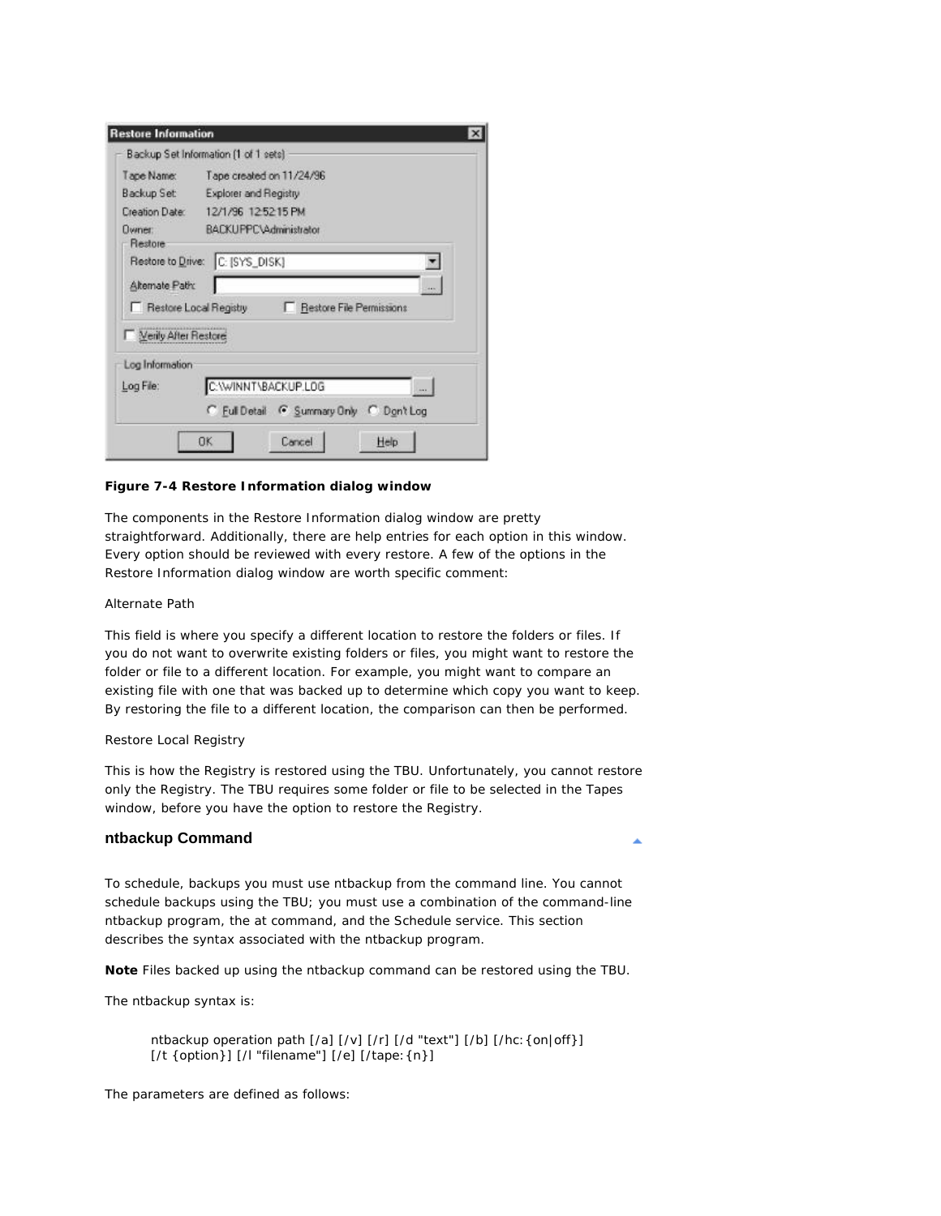**Figure 7-4 Restore Information dialog window**

The components in the Restore Information dialog window are pretty straightforward. Additionally, there are help entries for each option in this window. Every option should be reviewed with every restore. A few of the options in the Restore Information dialog window are worth specific comment:

Alternate Path

This field is where you specify a different location to restore the folders or files. If you do not want to overwrite existing folders or files, you might want to restore the folder or file to a different location. For example, you might want to compare an existing file with one that was backed up to determine which copy you want to keep. By restoring the file to a different location, the comparison can then be performed.

Restore Local Registry

This is how the Registry is restored using the TBU. Unfortunately, you cannot restore only the Registry. The TBU requires some folder or file to be selected in the Tapes window, before you have the option to restore the Registry.

## ntbackup Command

To schedule, backups you must use ntbackup from the command line. You cannot schedule backups using the TBU; you must use a combination of the command-line ntbackup program, the at command, and the Schedule service. This section describes the syntax associated with the ntbackup program.

**Note** Files backed up using the ntbackup command can be restored using the TBU.

The ntbackup syntax is:

```
ntbackup operation path [/a] [/v] [/r] [/d "text"] [/b] [/hc:{on|off}]
[/t {option}] [/l "filename"] [/e] [/tape:{n}]
```

The parameters are defined as follows: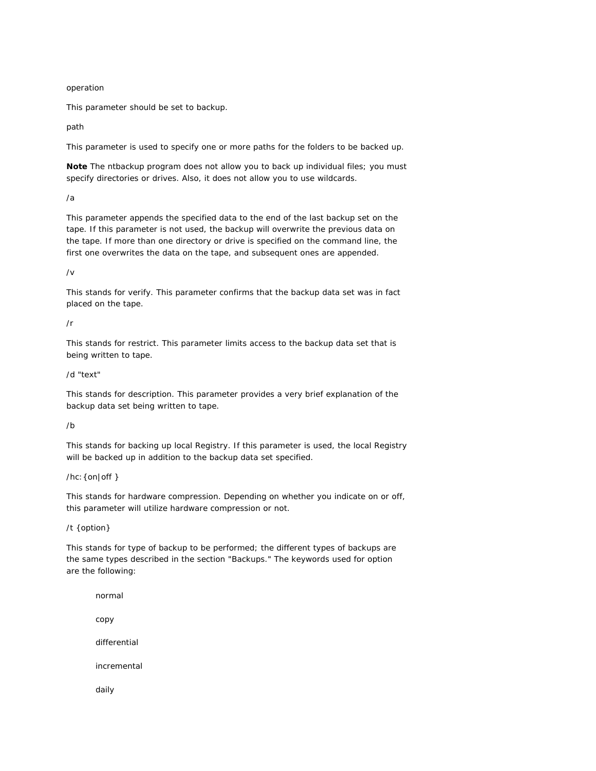operation

This parameter should be set to backup.

path

This parameter is used to specify one or more paths for the folders to be backed up.

**Note** The ntbackup program does not allow you to back up individual files; you must specify directories or drives. Also, it does not allow you to use wildcards.

/a

This parameter appends the specified data to the end of the last backup set on the tape. If this parameter is not used, the backup will overwrite the previous data on the tape. If more than one directory or drive is specified on the command line, the first one overwrites the data on the tape, and subsequent ones are appended.

/v

This stands for verify. This parameter confirms that the backup data set was in fact placed on the tape.

/r

This stands for restrict. This parameter limits access to the backup data set that is being written to tape.

/d "text"

This stands for description. This parameter provides a very brief explanation of the backup data set being written to tape.

/b

This stands for backing up local Registry. If this parameter is used, the local Registry will be backed up in addition to the backup data set specified.

/hc:{on|off }

This stands for hardware compression. Depending on whether you indicate on or off, this parameter will utilize hardware compression or not.

/t {option}

This stands for type of backup to be performed; the different types of backups are the same types described in the section "Backups." The keywords used for option are the following:

- normal
- copy
- differential
- incremental
- daily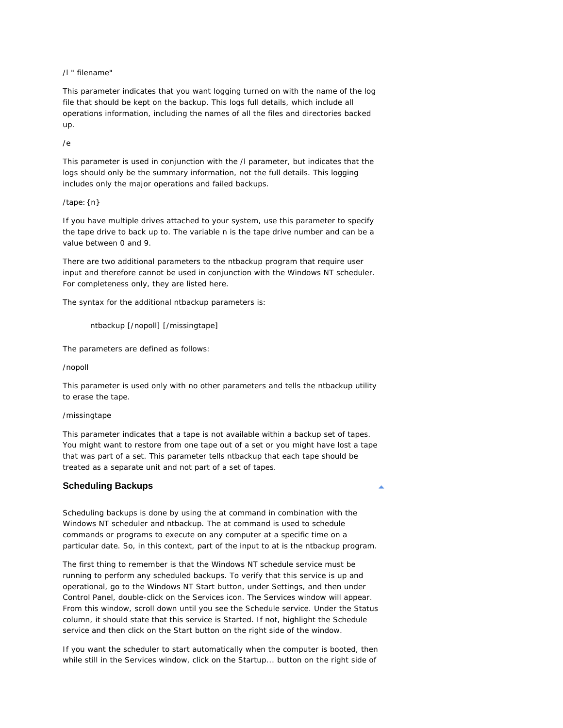/l " filename"

This parameter indicates that you want logging turned on with the name of the log file that should be kept on the backup. This logs full details, which include all operations information, including the names of all the files and directories backed up.

/e

This parameter is used in conjunction with the /l parameter, but indicates that the logs should only be the summary information, not the full details. This logging includes only the major operations and failed backups.

/tape:{n}

If you have multiple drives attached to your system, use this parameter to specify the tape drive to back up to. The variable n is the tape drive number and can be a value between 0 and 9.

There are two additional parameters to the ntbackup program that require user input and therefore cannot be used in conjunction with the Windows NT scheduler. For completeness only, they are listed here.

The syntax for the additional ntbackup parameters is:

```
ntbackup [/nopoll] [/missingtape]
```

The parameters are defined as follows:

/nopoll

This parameter is used only with no other parameters and tells the ntbackup utility to erase the tape.

/missingtape

This parameter indicates that a tape is not available within a backup set of tapes. You might want to restore from one tape out of a set or you might have lost a tape that was part of a set. This parameter tells ntbackup that each tape should be treated as a separate unit and not part of a set of tapes.

### Scheduling Backups

Scheduling backups is done by using the at command in combination with the Windows NT scheduler and ntbackup. The at command is used to schedule commands or programs to execute on any computer at a specific time on a particular date. So, in this context, part of the input to at is the ntbackup program.

The first thing to remember is that the Windows NT schedule service must be running to perform any scheduled backups. To verify that this service is up and operational, go to the Windows NT Start button, under Settings, and then under Control Panel, double-click on the Services icon. The Services window will appear. From this window, scroll down until you see the Schedule service. Under the Status column, it should state that this service is Started. If not, highlight the Schedule service and then click on the Start button on the right side of the window.

If you want the scheduler to start automatically when the computer is booted, then while still in the Services window, click on the Startup... button on the right side of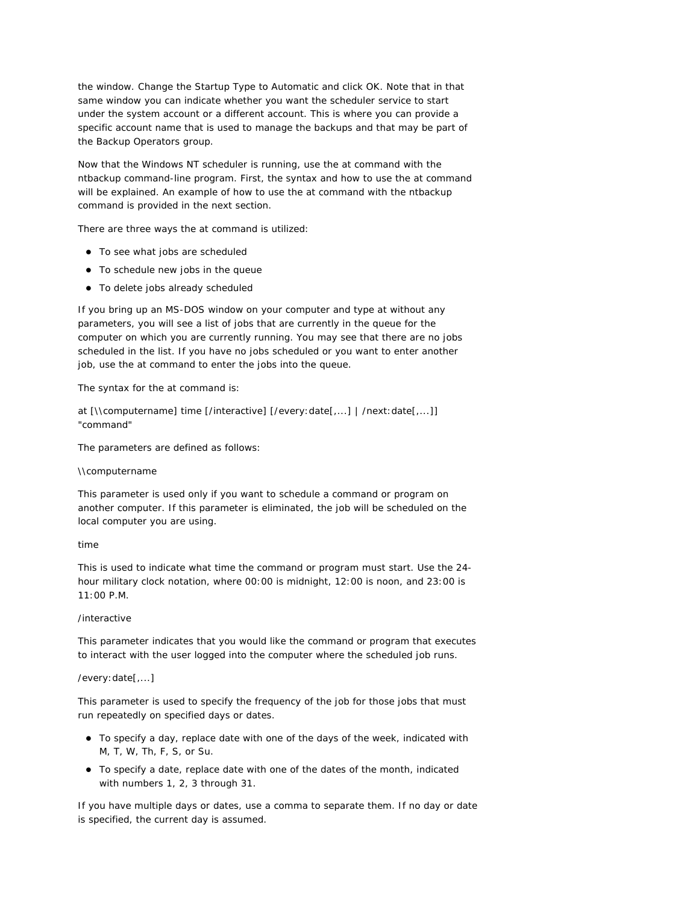the window. Change the Startup Type to Automatic and click OK. Note that in that same window you can indicate whether you want the scheduler service to start under the system account or a different account. This is where you can provide a specific account name that is used to manage the backups and that may be part of the Backup Operators group.

Now that the Windows NT scheduler is running, use the at command with the ntbackup command-line program. First, the syntax and how to use the at command will be explained. An example of how to use the at command with the ntbackup command is provided in the next section.

There are three ways the at command is utilized:

- To see what jobs are scheduled
- To schedule new jobs in the queue
- To delete jobs already scheduled

If you bring up an MS-DOS window on your computer and type at without any parameters, you will see a list of jobs that are currently in the queue for the computer on which you are currently running. You may see that there are no jobs scheduled in the list. If you have no jobs scheduled or you want to enter another job, use the at command to enter the jobs into the queue.

The syntax for the at command is:

at [\\computername] time [/interactive] [/every:date[,...] | /next:date[,...]] "command"

The parameters are defined as follows:

\\computername

This parameter is used only if you want to schedule a command or program on another computer. If this parameter is eliminated, the job will be scheduled on the local computer you are using.

time

This is used to indicate what time the command or program must start. Use the 24-hour military clock notation, where 00:00 is midnight, 12:00 is noon, and 23:00 is 11:00 P.M.

/interactive

This parameter indicates that you would like the command or program that executes to interact with the user logged into the computer where the scheduled job runs.

/every:date[,...]

This parameter is used to specify the frequency of the job for those jobs that must run repeatedly on specified days or dates.

- To specify a day, replace date with one of the days of the week, indicated with M, T, W, Th, F, S, or Su.
- To specify a date, replace date with one of the dates of the month, indicated with numbers 1, 2, 3 through 31.

If you have multiple days or dates, use a comma to separate them. If no day or date is specified, the current day is assumed.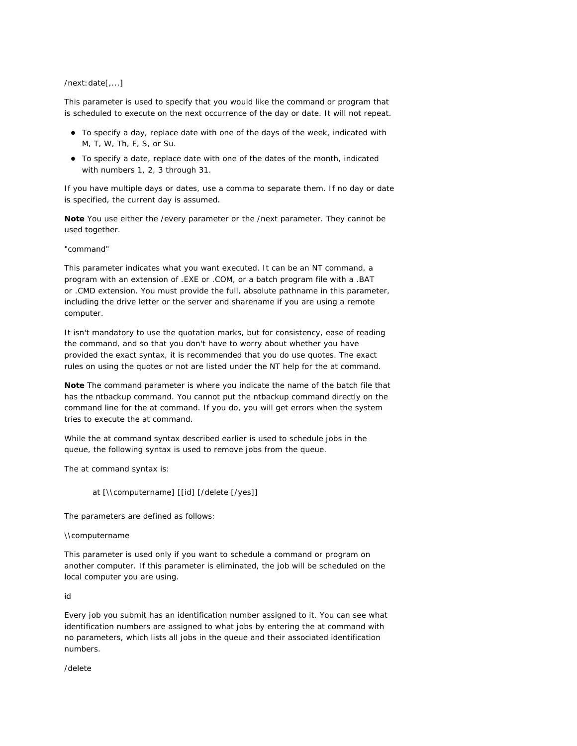/next:date[,...]

This parameter is used to specify that you would like the command or program that is scheduled to execute on the next occurrence of the day or date. It will not repeat.

- To specify a day, replace date with one of the days of the week, indicated with M, T, W, Th, F, S, or Su.
- To specify a date, replace date with one of the dates of the month, indicated with numbers 1, 2, 3 through 31.

If you have multiple days or dates, use a comma to separate them. If no day or date is specified, the current day is assumed.

**Note** You use either the /every parameter or the /next parameter. They cannot be used together.

"command"

This parameter indicates what you want executed. It can be an NT command, a program with an extension of .EXE or .COM, or a batch program file with a .BAT or .CMD extension. You must provide the full, absolute pathname in this parameter, including the drive letter or the server and sharename if you are using a remote computer.

It isn't mandatory to use the quotation marks, but for consistency, ease of reading the command, and so that you don't have to worry about whether you have provided the exact syntax, it is recommended that you do use quotes. The exact rules on using the quotes or not are listed under the NT help for the at command.

**Note** The command parameter is where you indicate the name of the batch file that has the ntbackup command. You cannot put the ntbackup command directly on the command line for the at command. If you do, you will get errors when the system tries to execute the at command.

While the at command syntax described earlier is used to schedule jobs in the queue, the following syntax is used to remove jobs from the queue.

The at command syntax is:

```
at [\\computername] [[id] [/delete [/yes]]
```

The parameters are defined as follows:

\\computername

This parameter is used only if you want to schedule a command or program on another computer. If this parameter is eliminated, the job will be scheduled on the local computer you are using.

id

Every job you submit has an identification number assigned to it. You can see what identification numbers are assigned to what jobs by entering the at command with no parameters, which lists all jobs in the queue and their associated identification numbers.

/delete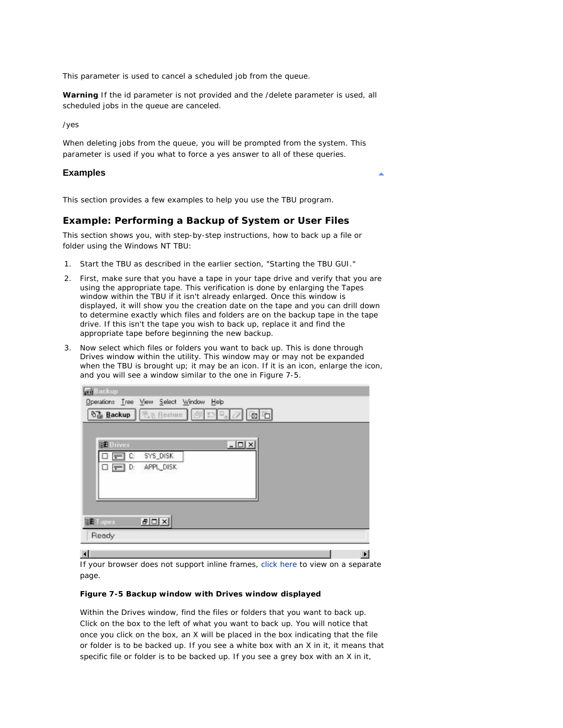This parameter is used to cancel a scheduled job from the queue.

**Warning** If the id parameter is not provided and the /delete parameter is used, all scheduled jobs in the queue are canceled.

/yes

When deleting jobs from the queue, you will be prompted from the system. This parameter is used if you what to force a yes answer to all of these queries.

## Examples

This section provides a few examples to help you use the TBU program.

### Example: Performing a Backup of System or User Files

This section shows you, with step-by-step instructions, how to back up a file or folder using the Windows NT TBU:

1. Start the TBU as described in the earlier section, "Starting the TBU GUI."
2. First, make sure that you have a tape in your tape drive and verify that you are using the appropriate tape. This verification is done by enlarging the Tapes window within the TBU if it isn't already enlarged. Once this window is displayed, it will show you the creation date on the tape and you can drill down to determine exactly which files and folders are on the backup tape in the tape drive. If this isn't the tape you wish to back up, replace it and find the appropriate tape before beginning the new backup.
3. Now select which files or folders you want to back up. This is done through Drives window within the utility. This window may or may not be expanded when the TBU is brought up; it may be an icon. If it is an icon, enlarge the icon, and you will see a window similar to the one in Figure 7-5.

   If your browser does not support inline frames, click here to view on a separate page.

   **Figure 7-5 Backup window with Drives window displayed**

   Within the Drives window, find the files or folders that you want to back up. Click on the box to the left of what you want to back up. You will notice that once you click on the box, an X will be placed in the box indicating that the file or folder is to be backed up. If you see a white box with an X in it, it means that specific file or folder is to be backed up. If you see a grey box with an X in it,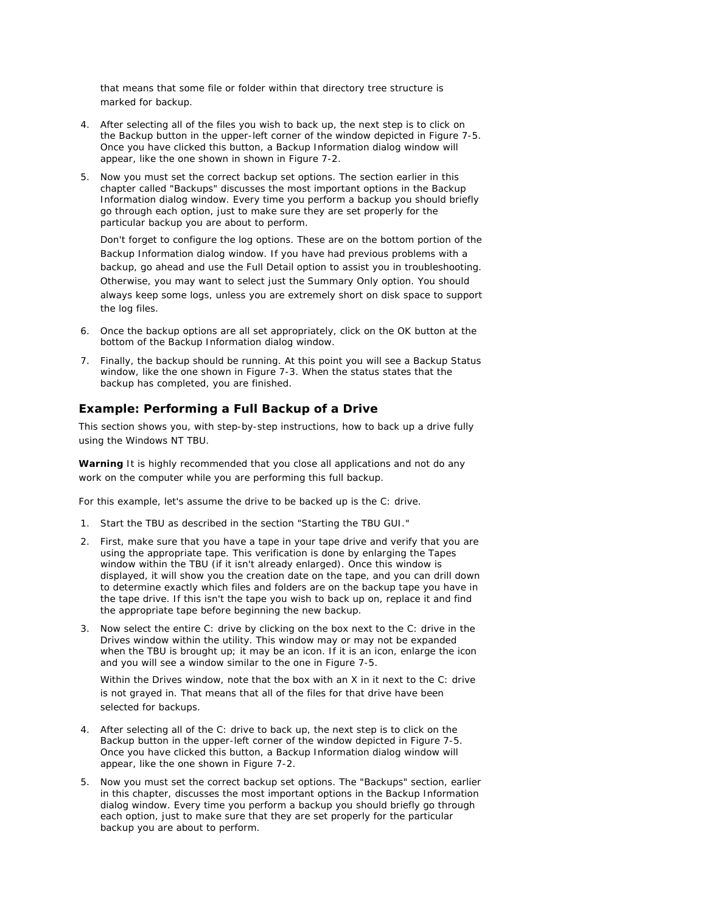that means that some file or folder within that directory tree structure is marked for backup.

4. After selecting all of the files you wish to back up, the next step is to click on the Backup button in the upper-left corner of the window depicted in Figure 7-5. Once you have clicked this button, a Backup Information dialog window will appear, like the one shown in shown in Figure 7-2.
5. Now you must set the correct backup set options. The section earlier in this chapter called "Backups" discusses the most important options in the Backup Information dialog window. Every time you perform a backup you should briefly go through each option, just to make sure they are set properly for the particular backup you are about to perform.

   Don't forget to configure the log options. These are on the bottom portion of the Backup Information dialog window. If you have had previous problems with a backup, go ahead and use the Full Detail option to assist you in troubleshooting. Otherwise, you may want to select just the Summary Only option. You should always keep some logs, unless you are extremely short on disk space to support the log files.
6. Once the backup options are all set appropriately, click on the OK button at the bottom of the Backup Information dialog window.
7. Finally, the backup should be running. At this point you will see a Backup Status window, like the one shown in Figure 7-3. When the status states that the backup has completed, you are finished.

### Example: Performing a Full Backup of a Drive

This section shows you, with step-by-step instructions, how to back up a drive fully using the Windows NT TBU.

**Warning** It is highly recommended that you close all applications and not do any work on the computer while you are performing this full backup.

For this example, let's assume the drive to be backed up is the C: drive.

1. Start the TBU as described in the section "Starting the TBU GUI."
2. First, make sure that you have a tape in your tape drive and verify that you are using the appropriate tape. This verification is done by enlarging the Tapes window within the TBU (if it isn't already enlarged). Once this window is displayed, it will show you the creation date on the tape, and you can drill down to determine exactly which files and folders are on the backup tape you have in the tape drive. If this isn't the tape you wish to back up on, replace it and find the appropriate tape before beginning the new backup.
3. Now select the entire C: drive by clicking on the box next to the C: drive in the Drives window within the utility. This window may or may not be expanded when the TBU is brought up; it may be an icon. If it is an icon, enlarge the icon and you will see a window similar to the one in Figure 7-5.

   Within the Drives window, note that the box with an X in it next to the C: drive is not grayed in. That means that all of the files for that drive have been selected for backups.
4. After selecting all of the C: drive to back up, the next step is to click on the Backup button in the upper-left corner of the window depicted in Figure 7-5. Once you have clicked this button, a Backup Information dialog window will appear, like the one shown in Figure 7-2.
5. Now you must set the correct backup set options. The "Backups" section, earlier in this chapter, discusses the most important options in the Backup Information dialog window. Every time you perform a backup you should briefly go through each option, just to make sure that they are set properly for the particular backup you are about to perform.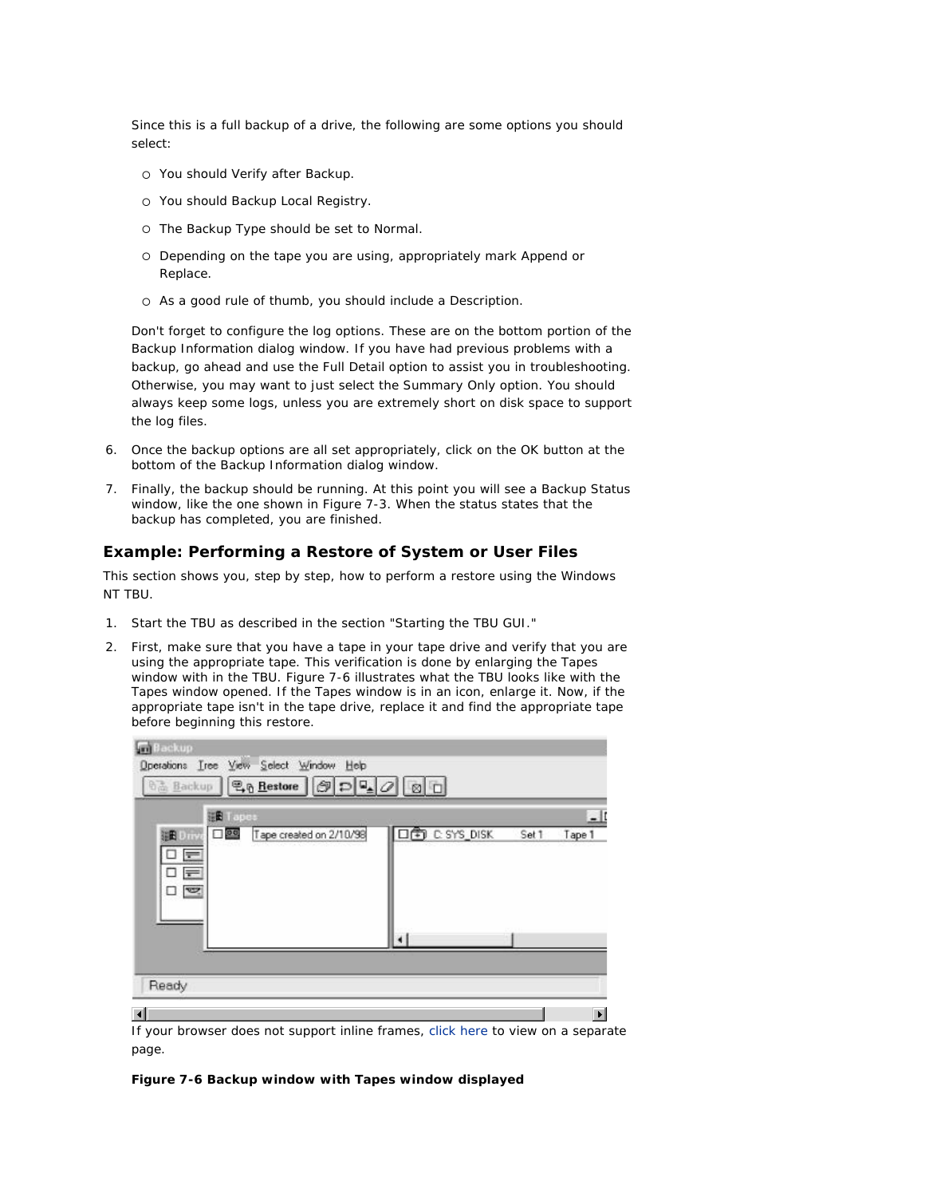Since this is a full backup of a drive, the following are some options you should select:

- You should Verify after Backup.
- You should Backup Local Registry.
- The Backup Type should be set to Normal.
- Depending on the tape you are using, appropriately mark Append or Replace.
- As a good rule of thumb, you should include a Description.

Don't forget to configure the log options. These are on the bottom portion of the Backup Information dialog window. If you have had previous problems with a backup, go ahead and use the Full Detail option to assist you in troubleshooting. Otherwise, you may want to just select the Summary Only option. You should always keep some logs, unless you are extremely short on disk space to support the log files.

6. Once the backup options are all set appropriately, click on the OK button at the bottom of the Backup Information dialog window.
7. Finally, the backup should be running. At this point you will see a Backup Status window, like the one shown in Figure 7-3. When the status states that the backup has completed, you are finished.

## Example: Performing a Restore of System or User Files

This section shows you, step by step, how to perform a restore using the Windows NT TBU.

1. Start the TBU as described in the section "Starting the TBU GUI."
2. First, make sure that you have a tape in your tape drive and verify that you are using the appropriate tape. This verification is done by enlarging the Tapes window with in the TBU. Figure 7-6 illustrates what the TBU looks like with the Tapes window opened. If the Tapes window is in an icon, enlarge it. Now, if the appropriate tape isn't in the tape drive, replace it and find the appropriate tape before beginning this restore.

If your browser does not support inline frames, click here to view on a separate page.

**Figure 7-6 Backup window with Tapes window displayed**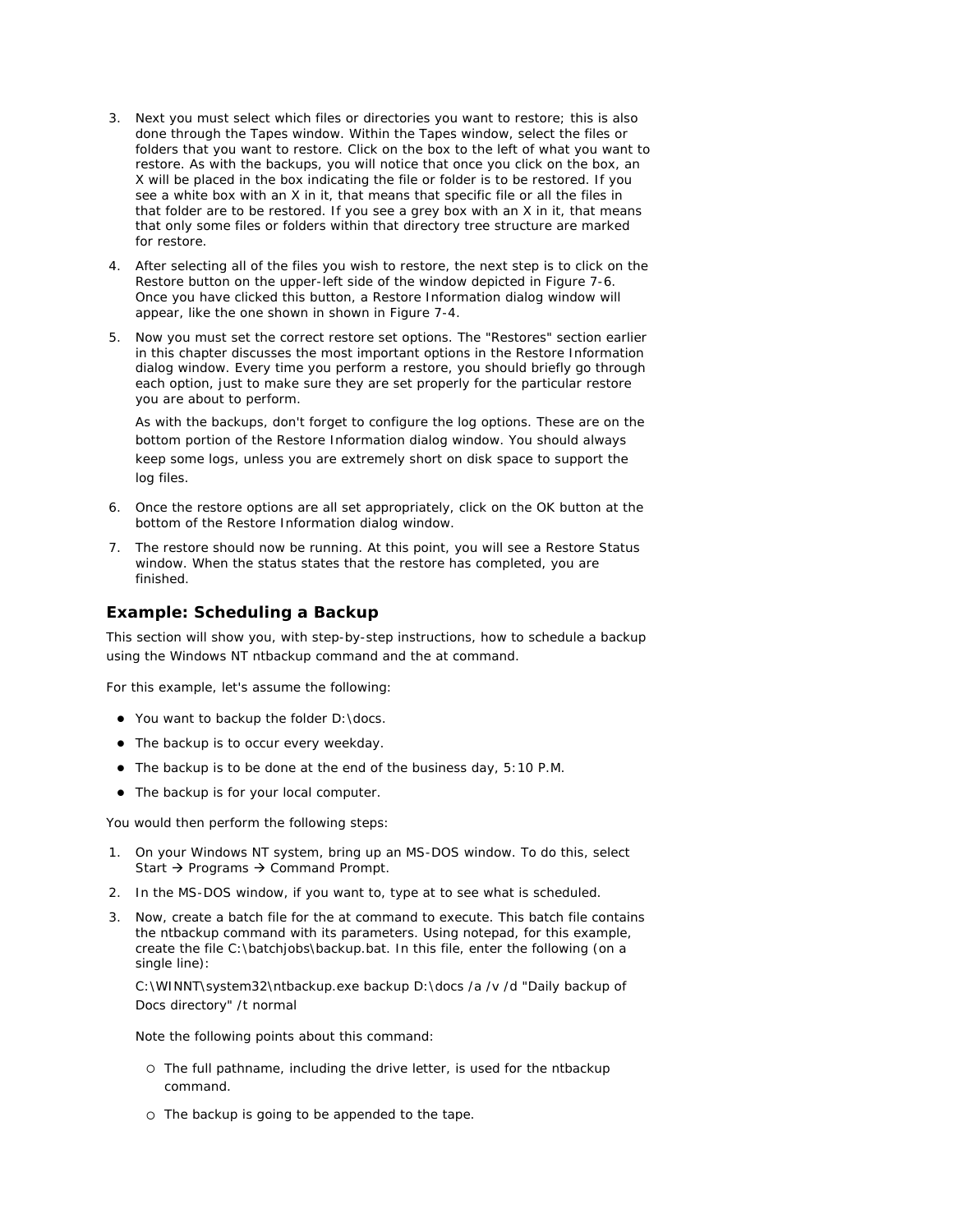3. Next you must select which files or directories you want to restore; this is also done through the Tapes window. Within the Tapes window, select the files or folders that you want to restore. Click on the box to the left of what you want to restore. As with the backups, you will notice that once you click on the box, an X will be placed in the box indicating the file or folder is to be restored. If you see a white box with an X in it, that means that specific file or all the files in that folder are to be restored. If you see a grey box with an X in it, that means that only some files or folders within that directory tree structure are marked for restore.

4. After selecting all of the files you wish to restore, the next step is to click on the Restore button on the upper-left side of the window depicted in Figure 7-6. Once you have clicked this button, a Restore Information dialog window will appear, like the one shown in shown in Figure 7-4.

5. Now you must set the correct restore set options. The "Restores" section earlier in this chapter discusses the most important options in the Restore Information dialog window. Every time you perform a restore, you should briefly go through each option, just to make sure they are set properly for the particular restore you are about to perform.

   As with the backups, don't forget to configure the log options. These are on the bottom portion of the Restore Information dialog window. You should always keep some logs, unless you are extremely short on disk space to support the log files.

6. Once the restore options are all set appropriately, click on the OK button at the bottom of the Restore Information dialog window.

7. The restore should now be running. At this point, you will see a Restore Status window. When the status states that the restore has completed, you are finished.

### Example: Scheduling a Backup

This section will show you, with step-by-step instructions, how to schedule a backup using the Windows NT ntbackup command and the at command.

For this example, let's assume the following:

- You want to backup the folder D:\docs.
- The backup is to occur every weekday.
- The backup is to be done at the end of the business day, 5:10 P.M.
- The backup is for your local computer.

You would then perform the following steps:

1. On your Windows NT system, bring up an MS-DOS window. To do this, select Start → Programs → Command Prompt.

2. In the MS-DOS window, if you want to, type at to see what is scheduled.

3. Now, create a batch file for the at command to execute. This batch file contains the ntbackup command with its parameters. Using notepad, for this example, create the file C:\batchjobs\backup.bat. In this file, enter the following (on a single line):

   C:\WINNT\system32\ntbackup.exe backup D:\docs /a /v /d "Daily backup of Docs directory" /t normal

   Note the following points about this command:

   - The full pathname, including the drive letter, is used for the ntbackup command.
   - The backup is going to be appended to the tape.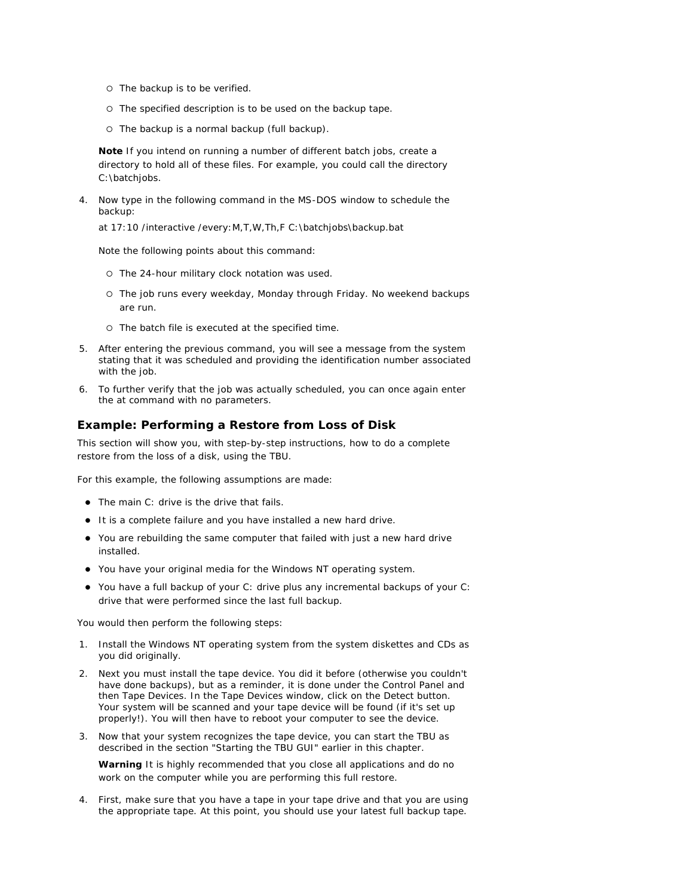- The backup is to be verified.
  - The specified description is to be used on the backup tape.
  - The backup is a normal backup (full backup).

  **Note** If you intend on running a number of different batch jobs, create a directory to hold all of these files. For example, you could call the directory C:\batchjobs.

4. Now type in the following command in the MS-DOS window to schedule the backup:

   at 17:10 /interactive /every:M,T,W,Th,F C:\batchjobs\backup.bat

   Note the following points about this command:

   - The 24-hour military clock notation was used.
   - The job runs every weekday, Monday through Friday. No weekend backups are run.
   - The batch file is executed at the specified time.

5. After entering the previous command, you will see a message from the system stating that it was scheduled and providing the identification number associated with the job.
6. To further verify that the job was actually scheduled, you can once again enter the at command with no parameters.

## Example: Performing a Restore from Loss of Disk

This section will show you, with step-by-step instructions, how to do a complete restore from the loss of a disk, using the TBU.

For this example, the following assumptions are made:

- The main C: drive is the drive that fails.
- It is a complete failure and you have installed a new hard drive.
- You are rebuilding the same computer that failed with just a new hard drive installed.
- You have your original media for the Windows NT operating system.
- You have a full backup of your C: drive plus any incremental backups of your C: drive that were performed since the last full backup.

You would then perform the following steps:

1. Install the Windows NT operating system from the system diskettes and CDs as you did originally.
2. Next you must install the tape device. You did it before (otherwise you couldn't have done backups), but as a reminder, it is done under the Control Panel and then Tape Devices. In the Tape Devices window, click on the Detect button. Your system will be scanned and your tape device will be found (if it's set up properly!). You will then have to reboot your computer to see the device.
3. Now that your system recognizes the tape device, you can start the TBU as described in the section "Starting the TBU GUI" earlier in this chapter.

   **Warning** It is highly recommended that you close all applications and do no work on the computer while you are performing this full restore.

4. First, make sure that you have a tape in your tape drive and that you are using the appropriate tape. At this point, you should use your latest full backup tape.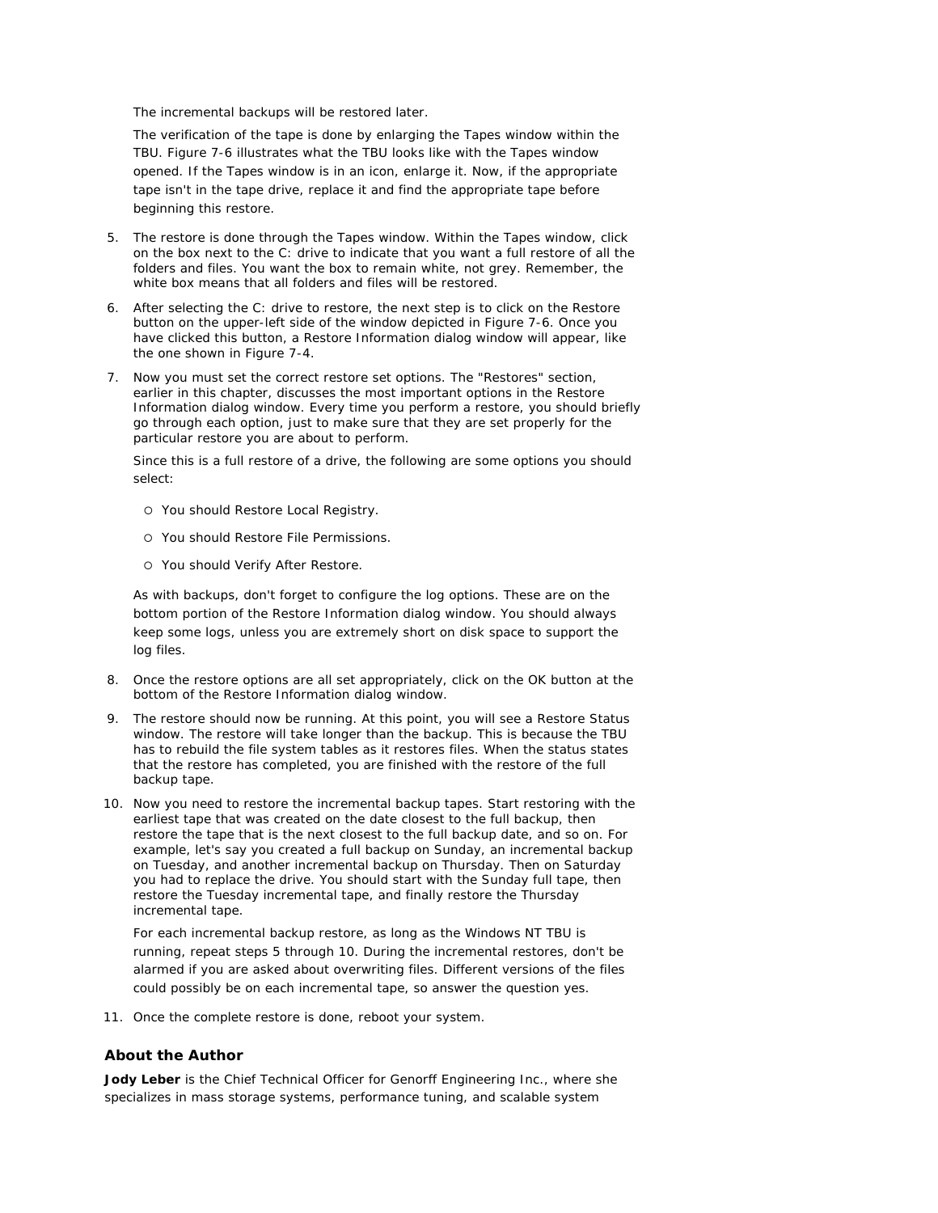The incremental backups will be restored later.

The verification of the tape is done by enlarging the Tapes window within the TBU. Figure 7-6 illustrates what the TBU looks like with the Tapes window opened. If the Tapes window is in an icon, enlarge it. Now, if the appropriate tape isn't in the tape drive, replace it and find the appropriate tape before beginning this restore.

5. The restore is done through the Tapes window. Within the Tapes window, click on the box next to the C: drive to indicate that you want a full restore of all the folders and files. You want the box to remain white, not grey. Remember, the white box means that all folders and files will be restored.
6. After selecting the C: drive to restore, the next step is to click on the Restore button on the upper-left side of the window depicted in Figure 7-6. Once you have clicked this button, a Restore Information dialog window will appear, like the one shown in Figure 7-4.
7. Now you must set the correct restore set options. The "Restores" section, earlier in this chapter, discusses the most important options in the Restore Information dialog window. Every time you perform a restore, you should briefly go through each option, just to make sure that they are set properly for the particular restore you are about to perform.

   Since this is a full restore of a drive, the following are some options you should select:

   - You should Restore Local Registry.
   - You should Restore File Permissions.
   - You should Verify After Restore.

   As with backups, don't forget to configure the log options. These are on the bottom portion of the Restore Information dialog window. You should always keep some logs, unless you are extremely short on disk space to support the log files.
8. Once the restore options are all set appropriately, click on the OK button at the bottom of the Restore Information dialog window.
9. The restore should now be running. At this point, you will see a Restore Status window. The restore will take longer than the backup. This is because the TBU has to rebuild the file system tables as it restores files. When the status states that the restore has completed, you are finished with the restore of the full backup tape.
10. Now you need to restore the incremental backup tapes. Start restoring with the earliest tape that was created on the date closest to the full backup, then restore the tape that is the next closest to the full backup date, and so on. For example, let's say you created a full backup on Sunday, an incremental backup on Tuesday, and another incremental backup on Thursday. Then on Saturday you had to replace the drive. You should start with the Sunday full tape, then restore the Tuesday incremental tape, and finally restore the Thursday incremental tape.

    For each incremental backup restore, as long as the Windows NT TBU is running, repeat steps 5 through 10. During the incremental restores, don't be alarmed if you are asked about overwriting files. Different versions of the files could possibly be on each incremental tape, so answer the question yes.
11. Once the complete restore is done, reboot your system.

### About the Author

**Jody Leber** is the Chief Technical Officer for Genorff Engineering Inc., where she specializes in mass storage systems, performance tuning, and scalable system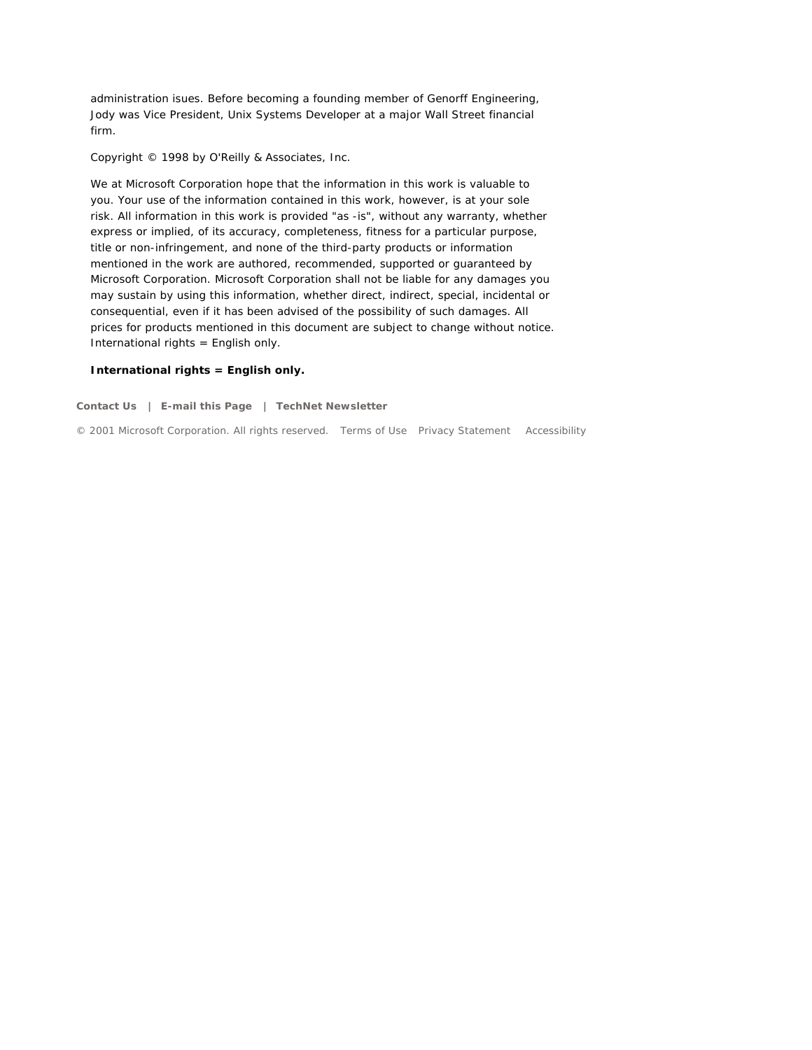administration isues. Before becoming a founding member of Genorff Engineering, Jody was Vice President, Unix Systems Developer at a major Wall Street financial firm.

Copyright © 1998 by O'Reilly & Associates, Inc.

We at Microsoft Corporation hope that the information in this work is valuable to you. Your use of the information contained in this work, however, is at your sole risk. All information in this work is provided "as -is", without any warranty, whether express or implied, of its accuracy, completeness, fitness for a particular purpose, title or non-infringement, and none of the third-party products or information mentioned in the work are authored, recommended, supported or guaranteed by Microsoft Corporation. Microsoft Corporation shall not be liable for any damages you may sustain by using this information, whether direct, indirect, special, incidental or consequential, even if it has been advised of the possibility of such damages. All prices for products mentioned in this document are subject to change without notice. International rights = English only.

**International rights = English only.**

**Contact Us** | **E-mail this Page** | **TechNet Newsletter**

© 2001 Microsoft Corporation. All rights reserved. Terms of Use Privacy Statement Accessibility